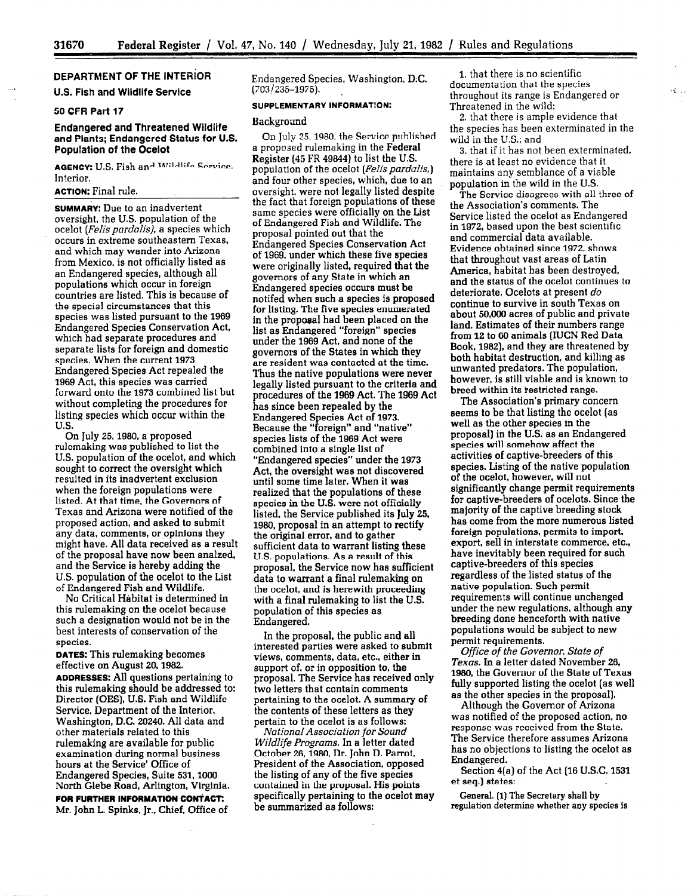# DEPARTMENT OF THE INTERIOR

## U.S. Fish and Wildlife Service

### 50 CFR Part 17

### Endangered and Threatened Wildlife and Plants; Endangered Status for U.S. Population of the Ocelot

**AGENCY:** U.S. Fish and Wildlife Service, Interior.

**ACTION:** Final rule.

**SUMMARY:** Due to an inadvertent oversight, the U.S. population of the ocelot (*Felis pardalis*), a species which occurs in extreme southeastern Texas, and which may wander into Arizona from Mexico, is not officially listed as an Endangered species, although all populations which occur in foreign countries are listed. This is because of the special circumstances that this species was listed pursuant to the 1969 Endangered Species Conservation Act, which had separate procedures and separate lists for foreign and domestic species. When the current 1973 Endangered Species Act repealed the 1969 Act, this species was carried forward onto the 1973 combined list but without completing the procedures for listing species which occur within the U.S.

On July 25, 1980, a proposed rulemaking was published to list the U.S. population of the ocelot, and which sought to correct the oversight which resulted in its inadvertent exclusion when the foreign populations were listed. At that time, the Governors of Texas and Arizona were notified of the proposed action, and asked to submit any data, comments, or opinions they might have. All data received as a result of the proposal have now been analzed, and the Service is hereby adding the U.S. population of the ocelot to the List of Endangered Fish and Wildlife.

No Critical Habitat is determined in this rulemaking on the ocelot because such a designation would not be in the best interests of conservation of the species.

**DATES:** This rulemaking becomes effective on August 20, 1982.

**ADDRESSES:** All questions pertaining to this rulemaking should be addressed to: Director (OES), U.S. Fish and Wildlife Service, Department of the Interior, Washington, D.C. 20240. All data and other materials related to this rulemaking are available for public examination during normal business hours at the Service' Office of Endangered Species, Suite 531, 1000 North Glebe Road, Arlington, Virginia.

**FOR FURTHER INFORMATION CONTACT:** Mr. John L. Spinks, Jr., Chief, Office of Endangered Species, Washington, D.C. (703/235-1975).

**SUPPLEMENTARY INFORMATION:**

### Background

On July 25, 1980, the Service published a proposed rulemaking in the **Federal Register** (45 FR 49844) to list the U.S. population of the ocelot (*Felis pardalis*,) and four other species, which, due to an oversight, were not legally listed despite the fact that foreign populations of these same species were officially on the List of Endangered Fish and Wildlife. The proposal pointed out that the Endangered Species Conservation Act of 1969, under which these five species were originally listed, required that the governors of any State in which an Endangered species occurs must be notifed when such a species is proposed for listing. The five species enumerated in the proposal had been placed on the list as Endangered "foreign" species under the 1969 Act, and none of the governors of the States in which they are resident was contacted at the time. Thus the native populations were never legally listed pursuant to the criteria and procedures of the 1969 Act. The 1969 Act has since been repealed by the Endangered Species Act of 1973. Because the "foreign" and "native" species lists of the 1969 Act were combined into a single list of "Endangered species" under the 1973 Act, the oversight was not discovered until some time later. When it was realized that the populations of these species in the U.S. were not officially listed, the Service published its July 25, 1980, proposal in an attempt to rectify the original error, and to gather sufficient data to warrant listing these U.S. populations. As a result of this proposal, the Service now has sufficient data to warrant a final rulemaking on the ocelot, and is herewith proceeding with a final rulemaking to list the U.S. population of this species as Endangered.

In the proposal, the public and all interested parties were asked to submit views, comments, data, etc., either in support of, or in opposition to, the proposal. The Service has received only two letters that contain comments pertaining to the ocelot. A summary of the contents of these letters as they pertain to the ocelot is as follows:

*National Association for Sound Wildlife Programs.* In a letter dated October 26, 1980, Dr. John D. Parrot, President of the Association, opposed the listing of any of the five species contained in the proposal. His points specifically pertaining to the ocelot may be summarized as follows:

1. that there is no scientific documentation that the species throughout its range is Endangered or Threatened in the wild;
2. that there is ample evidence that the species has been exterminated in the wild in the U.S.; and
3. that if it has not been exterminated, there is at least no evidence that it maintains any semblance of a viable population in the wild in the U.S.

The Service disagrees with all three of the Association's comments. The Service listed the ocelot as Endangered in 1972, based upon the best scientific and commercial data available. Evidence obtained since 1972, shows that throughout vast areas of Latin America, habitat has been destroyed, and the status of the ocelot continues to deteriorate. Ocelots at present *do* continue to survive in south Texas on about 50,000 acres of public and private land. Estimates of their numbers range from 12 to 60 animals (IUCN Red Data Book, 1982), and they are threatened by both habitat destruction, and killing as unwanted predators. The population, however, is still viable and is known to breed within its restricted range.

The Association's primary concern seems to be that listing the ocelot (as well as the other species in the proposal) in the U.S. as an Endangered species will somehow affect the activities of captive-breeders of this species. Listing of the native population of the ocelot, however, will not significantly change permit requirements for captive-breeders of ocelots. Since the majority of the captive breeding stock has come from the more numerous listed foreign populations, permits to import, export, sell in interstate commerce, etc., have inevitably been required for such captive-breeders of this species regardless of the listed status of the native population. Such permit requirements will continue unchanged under the new regulations, although any breeding done henceforth with native populations would be subject to new permit requirements.

*Office of the Governor, State of Texas.* In a letter dated November 26, 1980, the Governor of the State of Texas fully supported listing the ocelot (as well as the other species in the proposal).

Although the Governor of Arizona was notified of the proposed action, no response was received from the State. The Service therefore assumes Arizona has no objections to listing the ocelot as Endangered.

Section 4(a) of the Act (16 U.S.C. 1531 et seq.) states:

General. (1) The Secretary shall by regulation determine whether any species is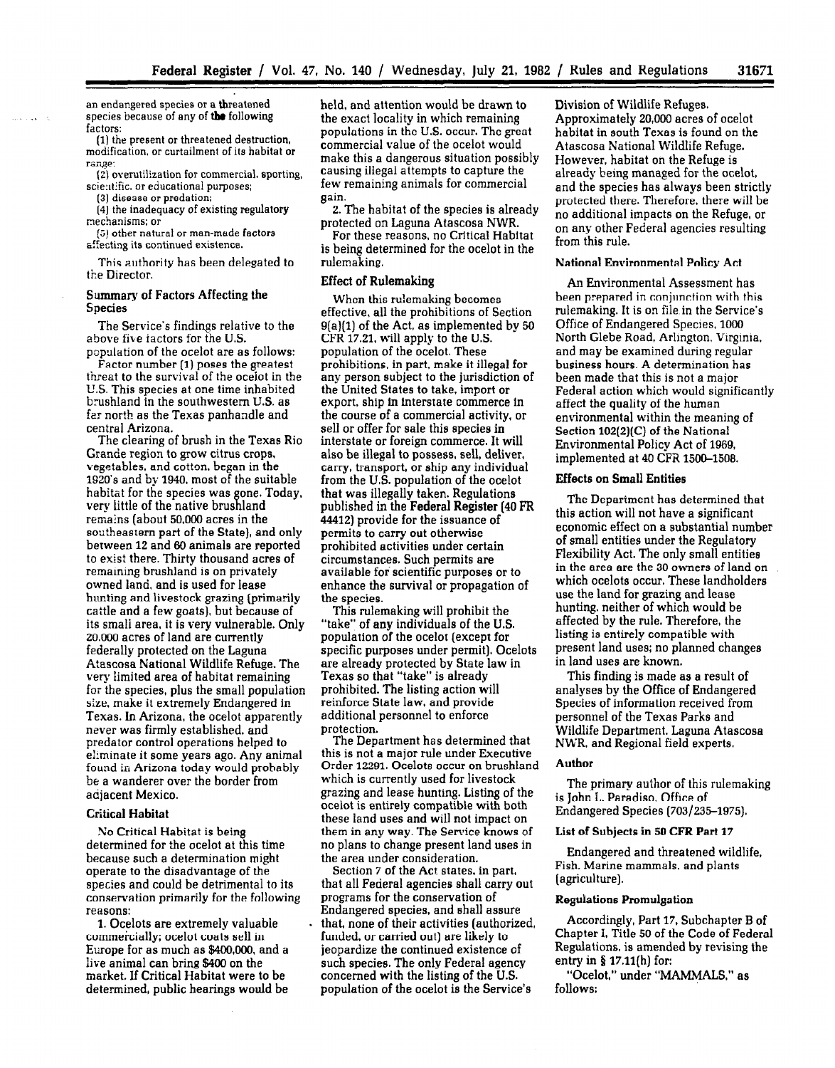an endangered species or a threatened species because of any of the following factors:

(1) the present or threatened destruction, modification, or curtailment of its habitat or range;

(2) overutilization for commercial, sporting, scientific, or educational purposes;

(3) disease or predation;

(4) the inadequacy of existing regulatory mechanisms; or

(5) other natural or man-made factors affecting its continued existence.

This authority has been delegated to the Director.

### Summary of Factors Affecting the Species

The Service's findings relative to the above five factors for the U.S. population of the ocelot are as follows:

Factor number (1) poses the greatest threat to the survival of the ocelot in the U.S. This species at one time inhabited brushland in the southwestern U.S. as far north as the Texas panhandle and central Arizona.

The clearing of brush in the Texas Rio Grande region to grow citrus crops, vegetables, and cotton, began in the 1920's and by 1940, most of the suitable habitat for the species was gone. Today, very little of the native brushland remains (about 50,000 acres in the southeastern part of the State), and only between 12 and 60 animals are reported to exist there. Thirty thousand acres of remaining brushland is on privately owned land, and is used for lease hunting and livestock grazing (primarily cattle and a few goats), but because of its small area, it is very vulnerable. Only 20,000 acres of land are currently federally protected on the Laguna Atascosa National Wildlife Refuge. The very limited area of habitat remaining for the species, plus the small population size, make it extremely Endangered in Texas. In Arizona, the ocelot apparently never was firmly established, and predator control operations helped to eliminate it some years ago. Any animal found in Arizona today would probably be a wanderer over the border from adjacent Mexico.

### Critical Habitat

No Critical Habitat is being determined for the ocelot at this time because such a determination might operate to the disadvantage of the species and could be detrimental to its conservation primarily for the following reasons:

1. Ocelots are extremely valuable commercially; ocelot coats sell in Europe for as much as $400,000, and a live animal can bring $400 on the market. If Critical Habitat were to be determined, public hearings would be held, and attention would be drawn to the exact locality in which remaining populations in the U.S. occur. The great commercial value of the ocelot would make this a dangerous situation possibly causing illegal attempts to capture the few remaining animals for commercial gain.

2. The habitat of the species is already protected on Laguna Atascosa NWR.

For these reasons, no Critical Habitat is being determined for the ocelot in the rulemaking.

### Effect of Rulemaking

When this rulemaking becomes effective, all the prohibitions of Section 9(a)(1) of the Act, as implemented by 50 CFR 17.21, will apply to the U.S. population of the ocelot. These prohibitions, in part, make it illegal for any person subject to the jurisdiction of the United States to take, import or export, ship in interstate commerce in the course of a commercial activity, or sell or offer for sale this species in interstate or foreign commerce. It will also be illegal to possess, sell, deliver, carry, transport, or ship any individual from the U.S. population of the ocelot that was illegally taken. Regulations published in the **Federal Register** (40 FR 44412) provide for the issuance of permits to carry out otherwise prohibited activities under certain circumstances. Such permits are available for scientific purposes or to enhance the survival or propagation of the species.

This rulemaking will prohibit the "take" of any individuals of the U.S. population of the ocelot (except for specific purposes under permit). Ocelots are already protected by State law in Texas so that "take" is already prohibited. The listing action will reinforce State law, and provide additional personnel to enforce protection.

The Department has determined that this is not a major rule under Executive Order 12291. Ocelots occur on brushland which is currently used for livestock grazing and lease hunting. Listing of the ocelot is entirely compatible with both these land uses and will not impact on them in any way. The Service knows of no plans to change present land uses in the area under consideration.

Section 7 of the Act states, in part, that all Federal agencies shall carry out programs for the conservation of Endangered species, and shall assure that, none of their activities (authorized, funded, or carried out) are likely to jeopardize the continued existence of such species. The only Federal agency concerned with the listing of the U.S. population of the ocelot is the Service's Division of Wildlife Refuges. Approximately 20,000 acres of ocelot habitat in south Texas is found on the Atascosa National Wildlife Refuge. However, habitat on the Refuge is already being managed for the ocelot, and the species has always been strictly protected there. Therefore, there will be no additional impacts on the Refuge, or on any other Federal agencies resulting from this rule.

### National Environmental Policy Act

An Environmental Assessment has been prepared in conjunction with this rulemaking. It is on file in the Service's Office of Endangered Species, 1000 North Glebe Road, Arlington, Virginia, and may be examined during regular business hours. A determination has been made that this is not a major Federal action which would significantly affect the quality of the human environmental within the meaning of Section 102(2)(C) of the National Environmental Policy Act of 1969, implemented at 40 CFR 1500–1508.

### Effects on Small Entities

The Department has determined that this action will not have a significant economic effect on a substantial number of small entities under the Regulatory Flexibility Act. The only small entities in the area are the 30 owners of land on which ocelots occur. These landholders use the land for grazing and lease hunting, neither of which would be affected by the rule. Therefore, the listing is entirely compatible with present land uses; no planned changes in land uses are known.

This finding is made as a result of analyses by the Office of Endangered Species of information received from personnel of the Texas Parks and Wildlife Department, Laguna Atascosa NWR, and Regional field experts.

### Author

The primary author of this rulemaking is John L. Paradiso, Office of Endangered Species (703/235–1975).

### List of Subjects in 50 CFR Part 17

Endangered and threatened wildlife, Fish, Marine mammals, and plants (agriculture).

### Regulations Promulgation

Accordingly, Part 17, Subchapter B of Chapter I, Title 50 of the Code of Federal Regulations, is amended by revising the entry in § 17.11(h) for:

"Ocelot," under "MAMMALS," as follows: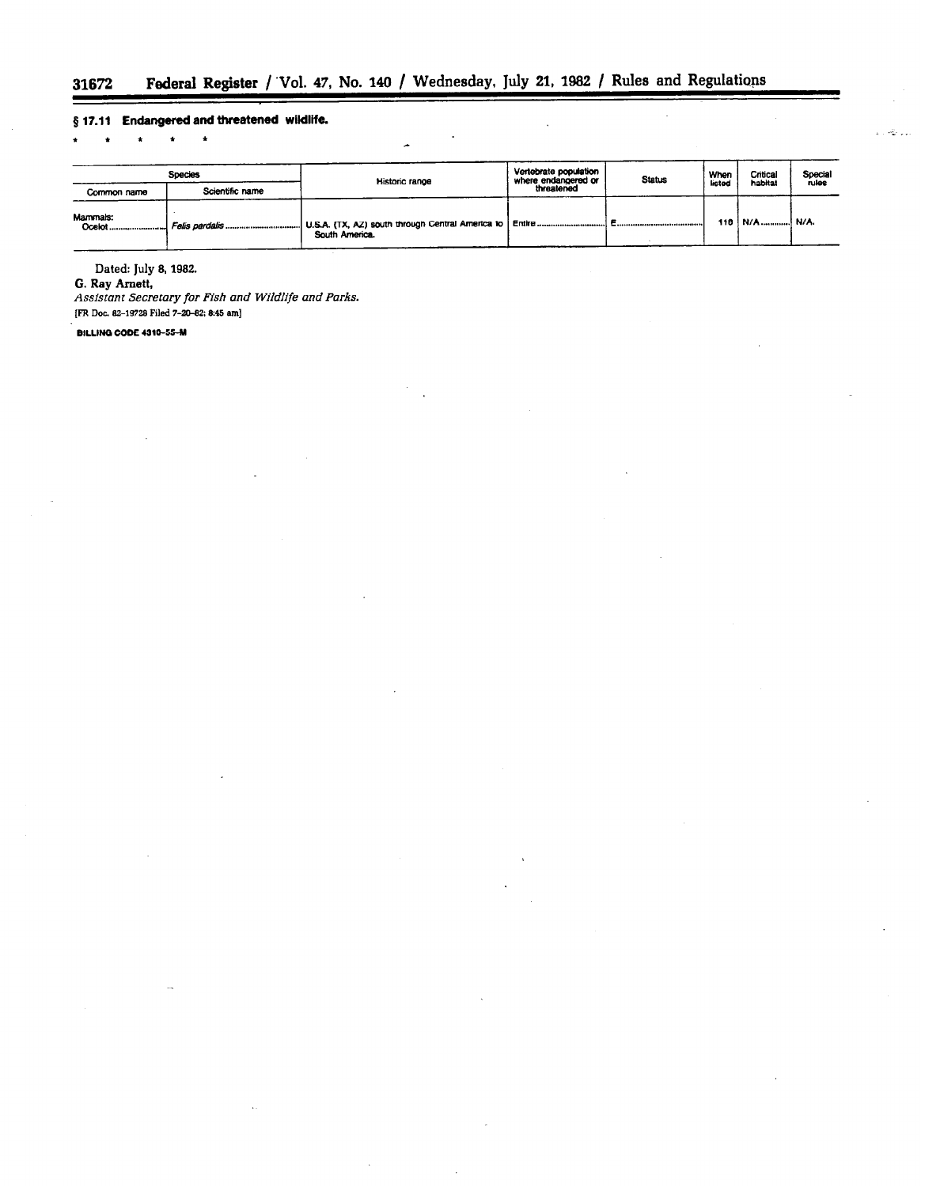### § 17.11 Endangered and threatened wildlife.

\* \* \* \* \*

| Species | | Historic range | Vertebrate population where endangered or threatened | Status | When listed | Critical habitat | Special rules |
|---|---|---|---|---|---|---|---|
| Common name | Scientific name | | | | | | |
| Mammals: | | | | | | | |
| Ocelot | *Felis pardalis* | U.S.A. (TX, AZ) south through Central America to South America. | Entire | E | 118 | N/A | N/A. |

Dated: July 8, 1982.

**G. Ray Arnett,**

*Assistant Secretary for Fish and Wildlife and Parks.*

[FR Doc. 82-19728 Filed 7-20-82; 8:45 am]

**BILLING CODE 4310-55-M**